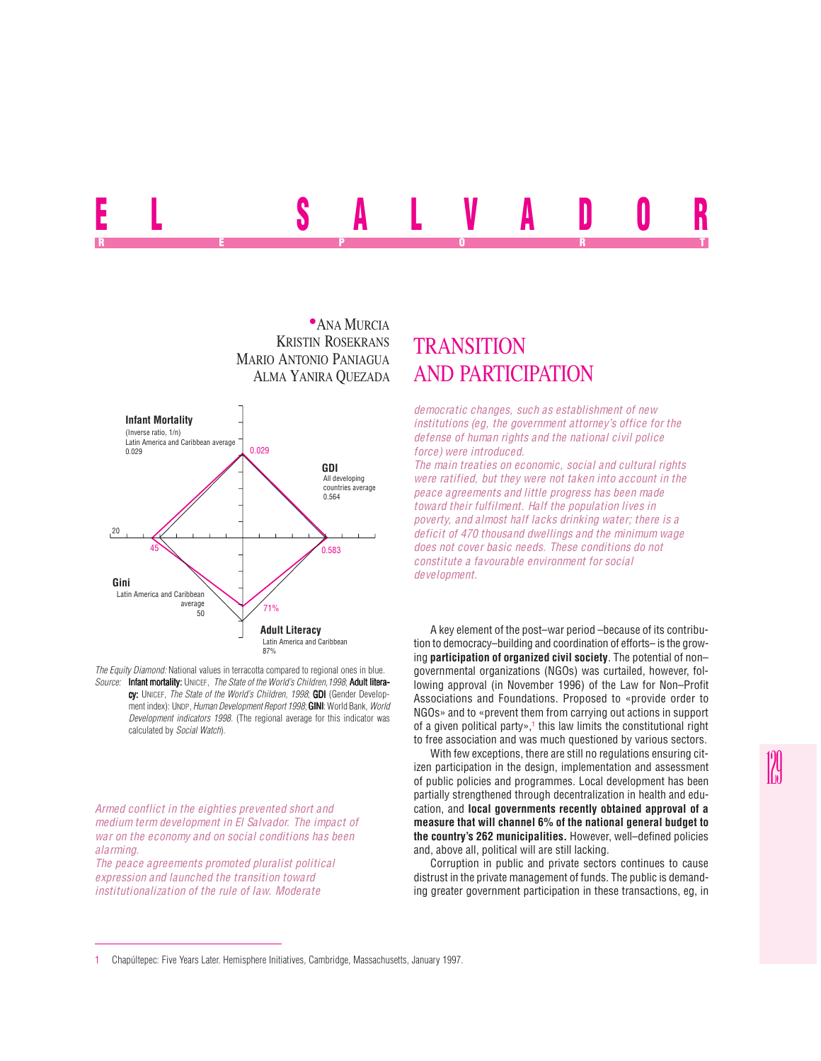# EL SALVADOR

REPORT

**Ana Murcia**
**Kristin Rosekrans**
**Mario Antonio Paniagua**
**Alma Yanira Quezada**

## TRANSITION AND PARTICIPATION

**Infant Mortality** (Inverse ratio, 1/n) Latin America and Caribbean average 0.029 — 0.029

**GDI** All developing countries average 0.564 — 0.583

**Gini** Latin America and Caribbean average 50 — 45

**Adult Literacy** Latin America and Caribbean 87% — 71%

*The Equity Diamond:* National values in terracotta compared to regional ones in blue.
*Source:* **Infant mortality:** UNICEF, *The State of the World's Children,1998*; **Adult literacy:** UNICEF, *The State of the World's Children, 1998*; **GDI** (Gender Development index): UNDP, *Human Development Report 1998*; **GINI**: World Bank, *World Development indicators 1998*. (The regional average for this indicator was calculated by *Social Watch*).

*Armed conflict in the eighties prevented short and medium term development in El Salvador. The impact of war on the economy and on social conditions has been alarming.*

*The peace agreements promoted pluralist political expression and launched the transition toward institutionalization of the rule of law. Moderate democratic changes, such as establishment of new institutions (eg, the government attorney's office for the defense of human rights and the national civil police force) were introduced.*

*The main treaties on economic, social and cultural rights were ratified, but they were not taken into account in the peace agreements and little progress has been made toward their fulfilment. Half the population lives in poverty, and almost half lacks drinking water; there is a deficit of 470 thousand dwellings and the minimum wage does not cover basic needs. These conditions do not constitute a favourable environment for social development.*

A key element of the post–war period –because of its contribution to democracy–building and coordination of efforts– is the growing **participation of organized civil society**. The potential of non–governmental organizations (NGOs) was curtailed, however, following approval (in November 1996) of the Law for Non–Profit Associations and Foundations. Proposed to «provide order to NGOs» and to «prevent them from carrying out actions in support of a given political party»,[1] this law limits the constitutional right to free association and was much questioned by various sectors.

With few exceptions, there are still no regulations ensuring citizen participation in the design, implementation and assessment of public policies and programmes. Local development has been partially strengthened through decentralization in health and education, and **local governments recently obtained approval of a measure that will channel 6% of the national general budget to the country's 262 municipalities.** However, well–defined policies and, above all, political will are still lacking.

Corruption in public and private sectors continues to cause distrust in the private management of funds. The public is demanding greater government participation in these transactions, eg, in

1 Chapúltepec: Five Years Later. Hemisphere Initiatives, Cambridge, Massachusetts, January 1997.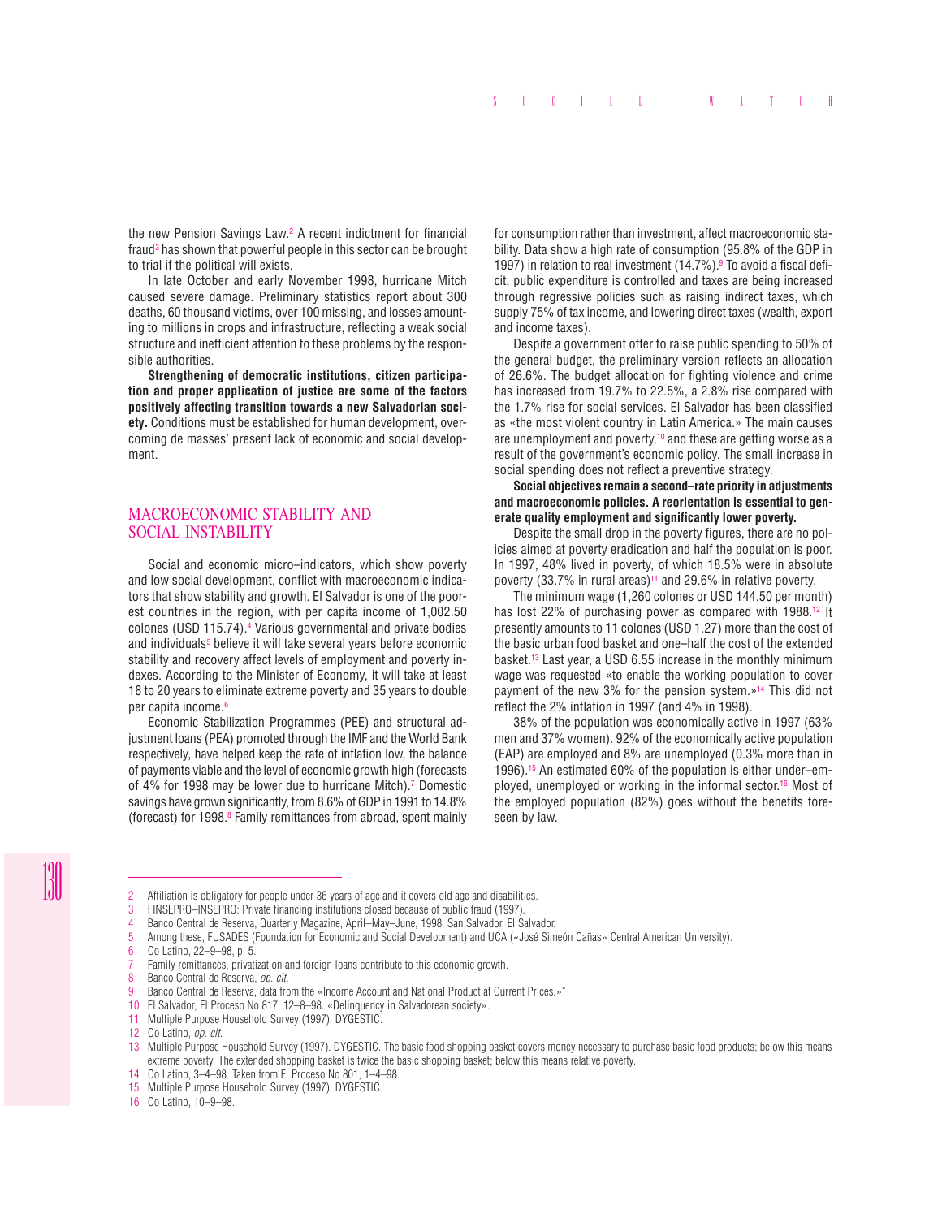the new Pension Savings Law.[2] A recent indictment for financial fraud[3] has shown that powerful people in this sector can be brought to trial if the political will exists.

In late October and early November 1998, hurricane Mitch caused severe damage. Preliminary statistics report about 300 deaths, 60 thousand victims, over 100 missing, and losses amounting to millions in crops and infrastructure, reflecting a weak social structure and inefficient attention to these problems by the responsible authorities.

**Strengthening of democratic institutions, citizen participation and proper application of justice are some of the factors positively affecting transition towards a new Salvadorian society.** Conditions must be established for human development, overcoming de masses' present lack of economic and social development.

## MACROECONOMIC STABILITY AND SOCIAL INSTABILITY

Social and economic micro–indicators, which show poverty and low social development, conflict with macroeconomic indicators that show stability and growth. El Salvador is one of the poorest countries in the region, with per capita income of 1,002.50 colones (USD 115.74).[4] Various governmental and private bodies and individuals[5] believe it will take several years before economic stability and recovery affect levels of employment and poverty indexes. According to the Minister of Economy, it will take at least 18 to 20 years to eliminate extreme poverty and 35 years to double per capita income.[6]

Economic Stabilization Programmes (PEE) and structural adjustment loans (PEA) promoted through the IMF and the World Bank respectively, have helped keep the rate of inflation low, the balance of payments viable and the level of economic growth high (forecasts of 4% for 1998 may be lower due to hurricane Mitch).[7] Domestic savings have grown significantly, from 8.6% of GDP in 1991 to 14.8% (forecast) for 1998.[8] Family remittances from abroad, spent mainly for consumption rather than investment, affect macroeconomic stability. Data show a high rate of consumption (95.8% of the GDP in 1997) in relation to real investment (14.7%).[9] To avoid a fiscal deficit, public expenditure is controlled and taxes are being increased through regressive policies such as raising indirect taxes, which supply 75% of tax income, and lowering direct taxes (wealth, export and income taxes).

Despite a government offer to raise public spending to 50% of the general budget, the preliminary version reflects an allocation of 26.6%. The budget allocation for fighting violence and crime has increased from 19.7% to 22.5%, a 2.8% rise compared with the 1.7% rise for social services. El Salvador has been classified as «the most violent country in Latin America.» The main causes are unemployment and poverty,[10] and these are getting worse as a result of the government's economic policy. The small increase in social spending does not reflect a preventive strategy.

**Social objectives remain a second–rate priority in adjustments and macroeconomic policies. A reorientation is essential to generate quality employment and significantly lower poverty.**

Despite the small drop in the poverty figures, there are no policies aimed at poverty eradication and half the population is poor. In 1997, 48% lived in poverty, of which 18.5% were in absolute poverty (33.7% in rural areas)[11] and 29.6% in relative poverty.

The minimum wage (1,260 colones or USD 144.50 per month) has lost 22% of purchasing power as compared with 1988.[12] It presently amounts to 11 colones (USD 1.27) more than the cost of the basic urban food basket and one–half the cost of the extended basket.[13] Last year, a USD 6.55 increase in the monthly minimum wage was requested «to enable the working population to cover payment of the new 3% for the pension system.»[14] This did not reflect the 2% inflation in 1997 (and 4% in 1998).

38% of the population was economically active in 1997 (63% men and 37% women). 92% of the economically active population (EAP) are employed and 8% are unemployed (0.3% more than in 1996).[15] An estimated 60% of the population is either under–employed, unemployed or working in the informal sector.[16] Most of the employed population (82%) goes without the benefits foreseen by law.

---

2 Affiliation is obligatory for people under 36 years of age and it covers old age and disabilities.
3 FINSEPRO–INSEPRO: Private financing institutions closed because of public fraud (1997).
4 Banco Central de Reserva, Quarterly Magazine, April–May–June, 1998. San Salvador, El Salvador.
5 Among these, FUSADES (Foundation for Economic and Social Development) and UCA («José Simeón Cañas» Central American University).
6 Co Latino, 22–9–98, p. 5.
7 Family remittances, privatization and foreign loans contribute to this economic growth.
8 Banco Central de Reserva, *op. cit.*
9 Banco Central de Reserva, data from the «Income Account and National Product at Current Prices.»"
10 El Salvador, El Proceso No 817, 12–8–98. «Delinquency in Salvadorean society».
11 Multiple Purpose Household Survey (1997). DYGESTIC.
12 Co Latino, *op. cit.*
13 Multiple Purpose Household Survey (1997). DYGESTIC. The basic food shopping basket covers money necessary to purchase basic food products; below this means extreme poverty. The extended shopping basket is twice the basic shopping basket; below this means relative poverty.
14 Co Latino, 3–4–98. Taken from El Proceso No 801, 1–4–98.
15 Multiple Purpose Household Survey (1997). DYGESTIC.
16 Co Latino, 10–9–98.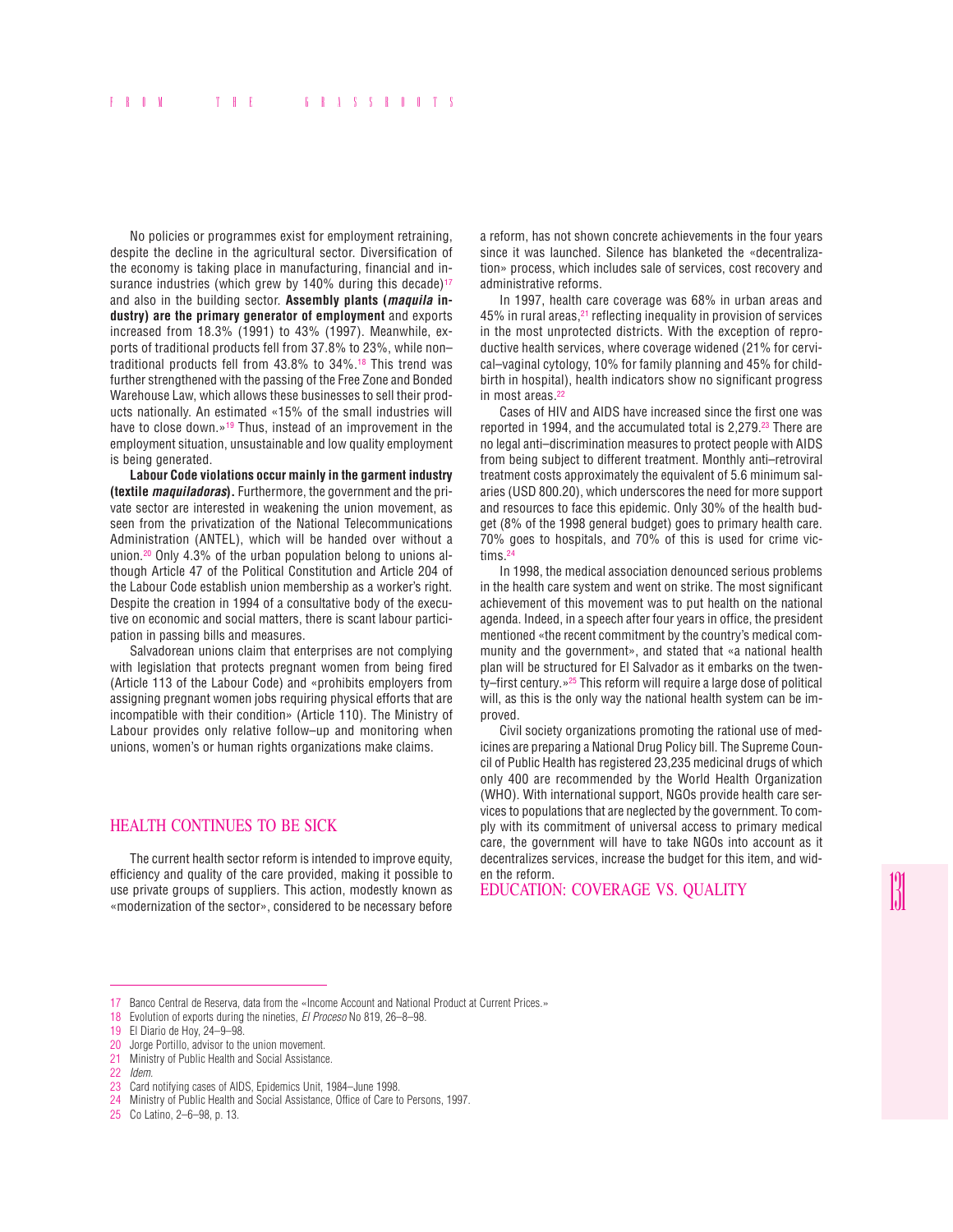No policies or programmes exist for employment retraining, despite the decline in the agricultural sector. Diversification of the economy is taking place in manufacturing, financial and insurance industries (which grew by 140% during this decade)[17] and also in the building sector. **Assembly plants (*maquila* industry) are the primary generator of employment** and exports increased from 18.3% (1991) to 43% (1997). Meanwhile, exports of traditional products fell from 37.8% to 23%, while non–traditional products fell from 43.8% to 34%.[18] This trend was further strengthened with the passing of the Free Zone and Bonded Warehouse Law, which allows these businesses to sell their products nationally. An estimated «15% of the small industries will have to close down.»[19] Thus, instead of an improvement in the employment situation, unsustainable and low quality employment is being generated.

**Labour Code violations occur mainly in the garment industry (textile *maquiladoras*).** Furthermore, the government and the private sector are interested in weakening the union movement, as seen from the privatization of the National Telecommunications Administration (ANTEL), which will be handed over without a union.[20] Only 4.3% of the urban population belong to unions although Article 47 of the Political Constitution and Article 204 of the Labour Code establish union membership as a worker's right. Despite the creation in 1994 of a consultative body of the executive on economic and social matters, there is scant labour participation in passing bills and measures.

Salvadorean unions claim that enterprises are not complying with legislation that protects pregnant women from being fired (Article 113 of the Labour Code) and «prohibits employers from assigning pregnant women jobs requiring physical efforts that are incompatible with their condition» (Article 110). The Ministry of Labour provides only relative follow–up and monitoring when unions, women's or human rights organizations make claims.

## HEALTH CONTINUES TO BE SICK

The current health sector reform is intended to improve equity, efficiency and quality of the care provided, making it possible to use private groups of suppliers. This action, modestly known as «modernization of the sector», considered to be necessary before a reform, has not shown concrete achievements in the four years since it was launched. Silence has blanketed the «decentralization» process, which includes sale of services, cost recovery and administrative reforms.

In 1997, health care coverage was 68% in urban areas and 45% in rural areas,[21] reflecting inequality in provision of services in the most unprotected districts. With the exception of reproductive health services, where coverage widened (21% for cervical–vaginal cytology, 10% for family planning and 45% for childbirth in hospital), health indicators show no significant progress in most areas.[22]

Cases of HIV and AIDS have increased since the first one was reported in 1994, and the accumulated total is 2,279.[23] There are no legal anti–discrimination measures to protect people with AIDS from being subject to different treatment. Monthly anti–retroviral treatment costs approximately the equivalent of 5.6 minimum salaries (USD 800.20), which underscores the need for more support and resources to face this epidemic. Only 30% of the health budget (8% of the 1998 general budget) goes to primary health care. 70% goes to hospitals, and 70% of this is used for crime victims.[24]

In 1998, the medical association denounced serious problems in the health care system and went on strike. The most significant achievement of this movement was to put health on the national agenda. Indeed, in a speech after four years in office, the president mentioned «the recent commitment by the country's medical community and the government», and stated that «a national health plan will be structured for El Salvador as it embarks on the twenty–first century.»[25] This reform will require a large dose of political will, as this is the only way the national health system can be improved.

Civil society organizations promoting the rational use of medicines are preparing a National Drug Policy bill. The Supreme Council of Public Health has registered 23,235 medicinal drugs of which only 400 are recommended by the World Health Organization (WHO). With international support, NGOs provide health care services to populations that are neglected by the government. To comply with its commitment of universal access to primary medical care, the government will have to take NGOs into account as it decentralizes services, increase the budget for this item, and widen the reform.

## EDUCATION: COVERAGE VS. QUALITY

---

17 Banco Central de Reserva, data from the «Income Account and National Product at Current Prices.»

18 Evolution of exports during the nineties, *El Proceso* No 819, 26–8–98.

19 El Diario de Hoy, 24–9–98.

20 Jorge Portillo, advisor to the union movement.

21 Ministry of Public Health and Social Assistance.

22 *Idem.*

23 Card notifying cases of AIDS, Epidemics Unit, 1984–June 1998.

24 Ministry of Public Health and Social Assistance, Office of Care to Persons, 1997.

25 Co Latino, 2–6–98, p. 13.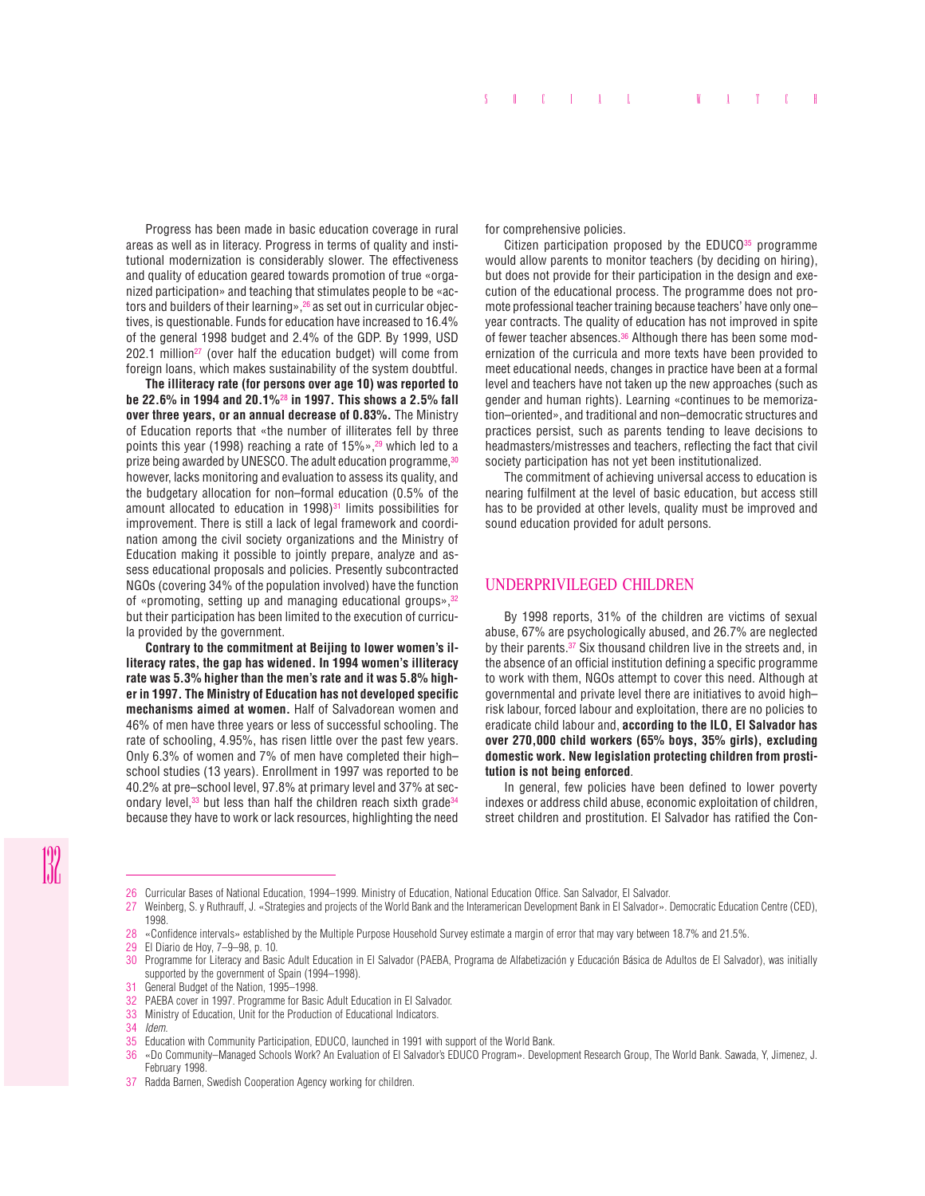Progress has been made in basic education coverage in rural areas as well as in literacy. Progress in terms of quality and institutional modernization is considerably slower. The effectiveness and quality of education geared towards promotion of true «organized participation» and teaching that stimulates people to be «actors and builders of their learning»,[26] as set out in curricular objectives, is questionable. Funds for education have increased to 16.4% of the general 1998 budget and 2.4% of the GDP. By 1999, USD 202.1 million[27] (over half the education budget) will come from foreign loans, which makes sustainability of the system doubtful.

**The illiteracy rate (for persons over age 10) was reported to be 22.6% in 1994 and 20.1%[28] in 1997. This shows a 2.5% fall over three years, or an annual decrease of 0.83%.** The Ministry of Education reports that «the number of illiterates fell by three points this year (1998) reaching a rate of 15%»,[29] which led to a prize being awarded by UNESCO. The adult education programme,[30] however, lacks monitoring and evaluation to assess its quality, and the budgetary allocation for non–formal education (0.5% of the amount allocated to education in 1998)[31] limits possibilities for improvement. There is still a lack of legal framework and coordination among the civil society organizations and the Ministry of Education making it possible to jointly prepare, analyze and assess educational proposals and policies. Presently subcontracted NGOs (covering 34% of the population involved) have the function of «promoting, setting up and managing educational groups»,[32] but their participation has been limited to the execution of curricula provided by the government.

**Contrary to the commitment at Beijing to lower women's illiteracy rates, the gap has widened. In 1994 women's illiteracy rate was 5.3% higher than the men's rate and it was 5.8% higher in 1997. The Ministry of Education has not developed specific mechanisms aimed at women.** Half of Salvadorean women and 46% of men have three years or less of successful schooling. The rate of schooling, 4.95%, has risen little over the past few years. Only 6.3% of women and 7% of men have completed their high–school studies (13 years). Enrollment in 1997 was reported to be 40.2% at pre–school level, 97.8% at primary level and 37% at secondary level,[33] but less than half the children reach sixth grade[34] because they have to work or lack resources, highlighting the need for comprehensive policies.

Citizen participation proposed by the EDUCO[35] programme would allow parents to monitor teachers (by deciding on hiring), but does not provide for their participation in the design and execution of the educational process. The programme does not promote professional teacher training because teachers' have only one–year contracts. The quality of education has not improved in spite of fewer teacher absences.[36] Although there has been some modernization of the curricula and more texts have been provided to meet educational needs, changes in practice have been at a formal level and teachers have not taken up the new approaches (such as gender and human rights). Learning «continues to be memorization–oriented», and traditional and non–democratic structures and practices persist, such as parents tending to leave decisions to headmasters/mistresses and teachers, reflecting the fact that civil society participation has not yet been institutionalized.

The commitment of achieving universal access to education is nearing fulfilment at the level of basic education, but access still has to be provided at other levels, quality must be improved and sound education provided for adult persons.

## UNDERPRIVILEGED CHILDREN

By 1998 reports, 31% of the children are victims of sexual abuse, 67% are psychologically abused, and 26.7% are neglected by their parents.[37] Six thousand children live in the streets and, in the absence of an official institution defining a specific programme to work with them, NGOs attempt to cover this need. Although at governmental and private level there are initiatives to avoid high–risk labour, forced labour and exploitation, there are no policies to eradicate child labour and, **according to the ILO, El Salvador has over 270,000 child workers (65% boys, 35% girls), excluding domestic work. New legislation protecting children from prostitution is not being enforced**.

In general, few policies have been defined to lower poverty indexes or address child abuse, economic exploitation of children, street children and prostitution. El Salvador has ratified the Con-

---

26 Curricular Bases of National Education, 1994–1999. Ministry of Education, National Education Office. San Salvador, El Salvador.

27 Weinberg, S. y Ruthrauff, J. «Strategies and projects of the World Bank and the Interamerican Development Bank in El Salvador». Democratic Education Centre (CED), 1998.

28 «Confidence intervals» established by the Multiple Purpose Household Survey estimate a margin of error that may vary between 18.7% and 21.5%.

29 El Diario de Hoy, 7–9–98, p. 10.

30 Programme for Literacy and Basic Adult Education in El Salvador (PAEBA, Programa de Alfabetización y Educación Básica de Adultos de El Salvador), was initially supported by the government of Spain (1994–1998).

31 General Budget of the Nation, 1995–1998.

32 PAEBA cover in 1997. Programme for Basic Adult Education in El Salvador.

33 Ministry of Education, Unit for the Production of Educational Indicators.

34 *Idem.*

35 Education with Community Participation, EDUCO, launched in 1991 with support of the World Bank.

36 «Do Community–Managed Schools Work? An Evaluation of El Salvador's EDUCO Program». Development Research Group, The World Bank. Sawada, Y, Jimenez, J. February 1998.

37 Radda Barnen, Swedish Cooperation Agency working for children.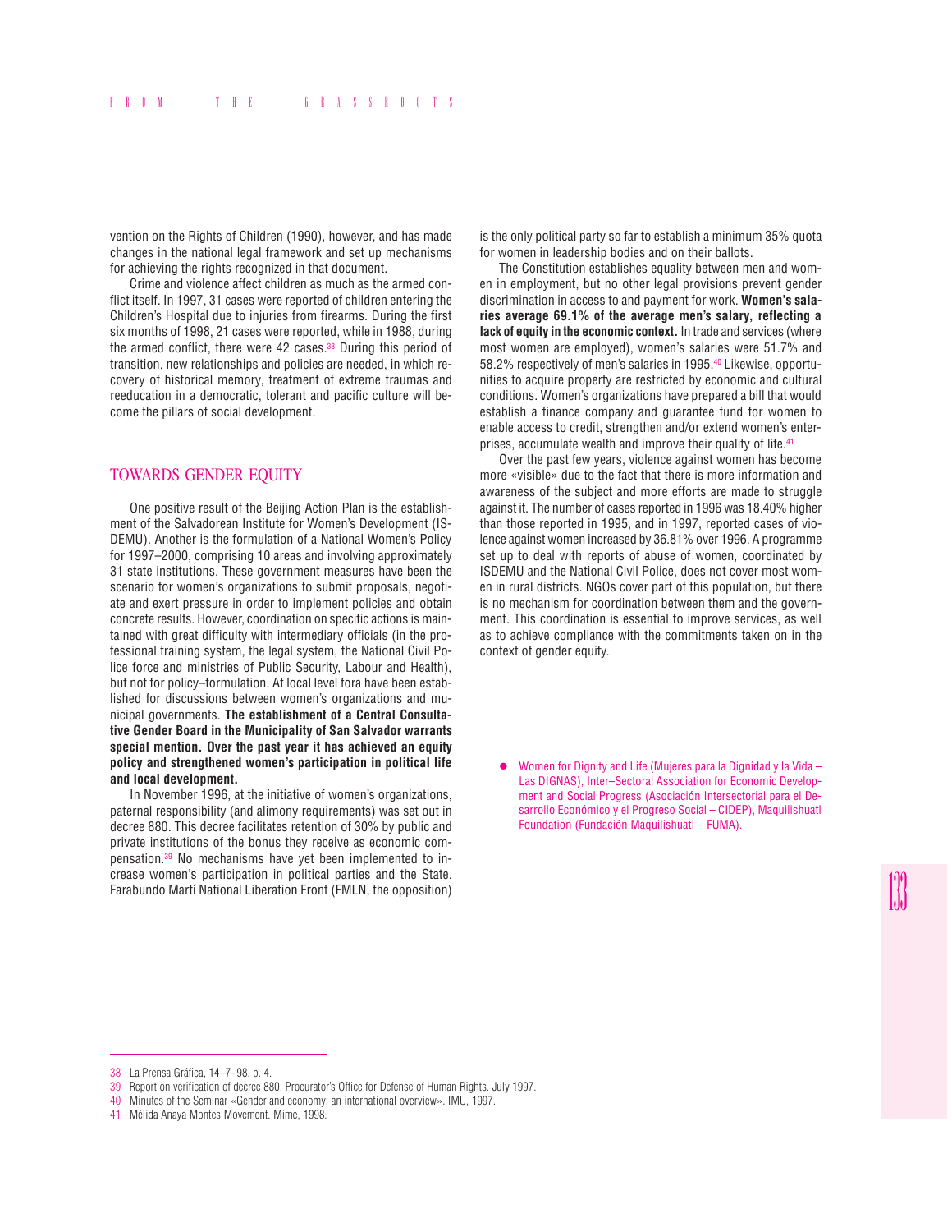vention on the Rights of Children (1990), however, and has made changes in the national legal framework and set up mechanisms for achieving the rights recognized in that document.

Crime and violence affect children as much as the armed conflict itself. In 1997, 31 cases were reported of children entering the Children's Hospital due to injuries from firearms. During the first six months of 1998, 21 cases were reported, while in 1988, during the armed conflict, there were 42 cases.[38] During this period of transition, new relationships and policies are needed, in which recovery of historical memory, treatment of extreme traumas and reeducation in a democratic, tolerant and pacific culture will become the pillars of social development.

## TOWARDS GENDER EQUITY

One positive result of the Beijing Action Plan is the establishment of the Salvadorean Institute for Women's Development (ISDEMU). Another is the formulation of a National Women's Policy for 1997–2000, comprising 10 areas and involving approximately 31 state institutions. These government measures have been the scenario for women's organizations to submit proposals, negotiate and exert pressure in order to implement policies and obtain concrete results. However, coordination on specific actions is maintained with great difficulty with intermediary officials (in the professional training system, the legal system, the National Civil Police force and ministries of Public Security, Labour and Health), but not for policy–formulation. At local level fora have been established for discussions between women's organizations and municipal governments. **The establishment of a Central Consultative Gender Board in the Municipality of San Salvador warrants special mention. Over the past year it has achieved an equity policy and strengthened women's participation in political life and local development.**

In November 1996, at the initiative of women's organizations, paternal responsibility (and alimony requirements) was set out in decree 880. This decree facilitates retention of 30% by public and private institutions of the bonus they receive as economic compensation.[39] No mechanisms have yet been implemented to increase women's participation in political parties and the State. Farabundo Martí National Liberation Front (FMLN, the opposition) is the only political party so far to establish a minimum 35% quota for women in leadership bodies and on their ballots.

The Constitution establishes equality between men and women in employment, but no other legal provisions prevent gender discrimination in access to and payment for work. **Women's salaries average 69.1% of the average men's salary, reflecting a lack of equity in the economic context.** In trade and services (where most women are employed), women's salaries were 51.7% and 58.2% respectively of men's salaries in 1995.[40] Likewise, opportunities to acquire property are restricted by economic and cultural conditions. Women's organizations have prepared a bill that would establish a finance company and guarantee fund for women to enable access to credit, strengthen and/or extend women's enterprises, accumulate wealth and improve their quality of life.[41]

Over the past few years, violence against women has become more «visible» due to the fact that there is more information and awareness of the subject and more efforts are made to struggle against it. The number of cases reported in 1996 was 18.40% higher than those reported in 1995, and in 1997, reported cases of violence against women increased by 36.81% over 1996. A programme set up to deal with reports of abuse of women, coordinated by ISDEMU and the National Civil Police, does not cover most women in rural districts. NGOs cover part of this population, but there is no mechanism for coordination between them and the government. This coordination is essential to improve services, as well as to achieve compliance with the commitments taken on in the context of gender equity.

- Women for Dignity and Life (Mujeres para la Dignidad y la Vida – Las DIGNAS), Inter–Sectoral Association for Economic Development and Social Progress (Asociación Intersectorial para el Desarrollo Económico y el Progreso Social – CIDEP), Maquilishuatl Foundation (Fundación Maquilishuatl – FUMA).

---

38 La Prensa Gráfica, 14–7–98, p. 4.

39 Report on verification of decree 880. Procurator's Office for Defense of Human Rights. July 1997.

40 Minutes of the Seminar «Gender and economy: an international overview». IMU, 1997.

41 Mélida Anaya Montes Movement. Mime, 1998.